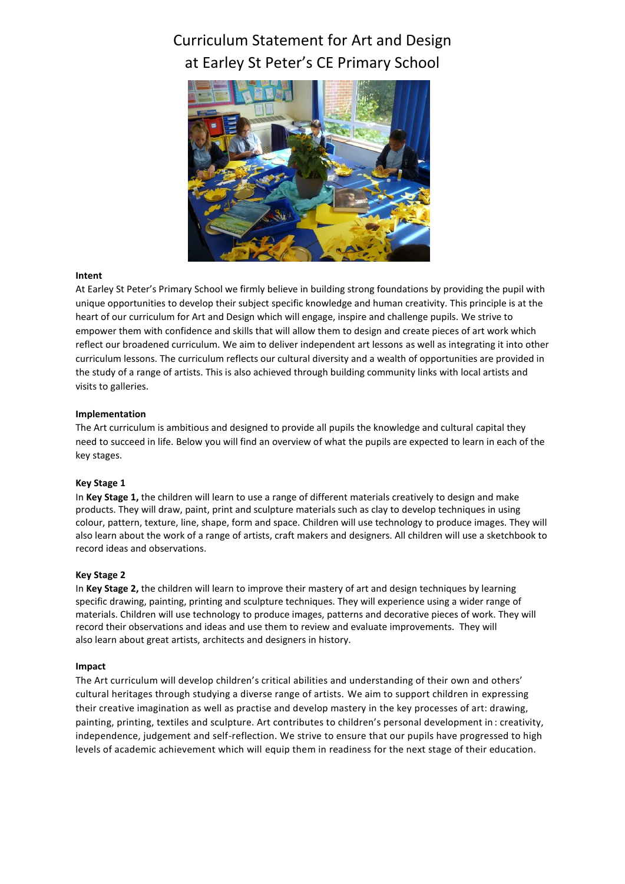# Curriculum Statement for Art and Design at Earley St Peter's CE Primary School

**Intent**

At Earley St Peter's Primary School we firmly believe in building strong foundations by providing the pupil with unique opportunities to develop their subject specific knowledge and human creativity. This principle is at the heart of our curriculum for Art and Design which will engage, inspire and challenge pupils. We strive to empower them with confidence and skills that will allow them to design and create pieces of art work which reflect our broadened curriculum. We aim to deliver independent art lessons as well as integrating it into other curriculum lessons. The curriculum reflects our cultural diversity and a wealth of opportunities are provided in the study of a range of artists. This is also achieved through building community links with local artists and visits to galleries.

**Implementation**

The Art curriculum is ambitious and designed to provide all pupils the knowledge and cultural capital they need to succeed in life. Below you will find an overview of what the pupils are expected to learn in each of the key stages.

**Key Stage 1**

In **Key Stage 1,** the children will learn to use a range of different materials creatively to design and make products. They will draw, paint, print and sculpture materials such as clay to develop techniques in using colour, pattern, texture, line, shape, form and space. Children will use technology to produce images. They will also learn about the work of a range of artists, craft makers and designers. All children will use a sketchbook to record ideas and observations.

**Key Stage 2**

In **Key Stage 2,** the children will learn to improve their mastery of art and design techniques by learning specific drawing, painting, printing and sculpture techniques. They will experience using a wider range of materials. Children will use technology to produce images, patterns and decorative pieces of work. They will record their observations and ideas and use them to review and evaluate improvements. They will also learn about great artists, architects and designers in history.

**Impact**

The Art curriculum will develop children's critical abilities and understanding of their own and others' cultural heritages through studying a diverse range of artists. We aim to support children in expressing their creative imagination as well as practise and develop mastery in the key processes of art: drawing, painting, printing, textiles and sculpture. Art contributes to children's personal development in : creativity, independence, judgement and self-reflection. We strive to ensure that our pupils have progressed to high levels of academic achievement which will equip them in readiness for the next stage of their education.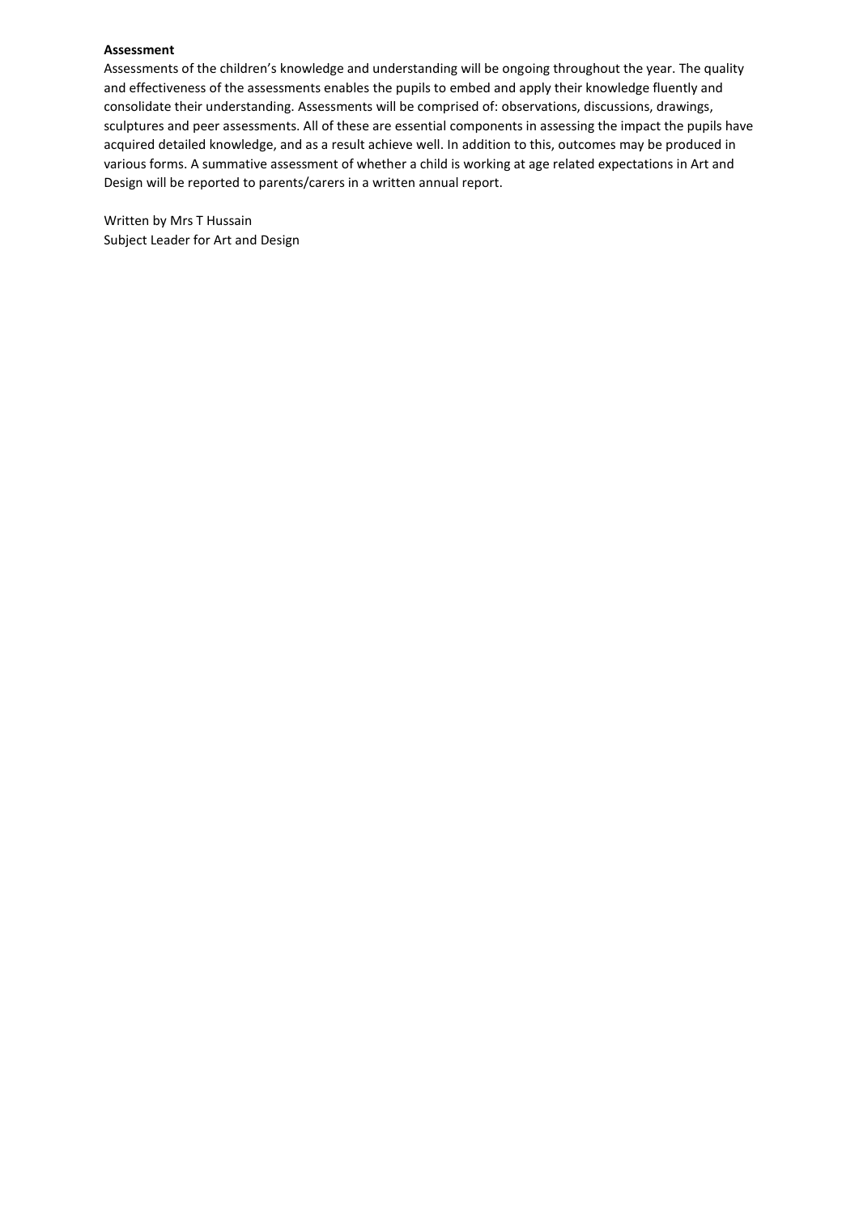**Assessment**

Assessments of the children's knowledge and understanding will be ongoing throughout the year. The quality and effectiveness of the assessments enables the pupils to embed and apply their knowledge fluently and consolidate their understanding. Assessments will be comprised of: observations, discussions, drawings, sculptures and peer assessments. All of these are essential components in assessing the impact the pupils have acquired detailed knowledge, and as a result achieve well. In addition to this, outcomes may be produced in various forms. A summative assessment of whether a child is working at age related expectations in Art and Design will be reported to parents/carers in a written annual report.

Written by Mrs T Hussain
Subject Leader for Art and Design